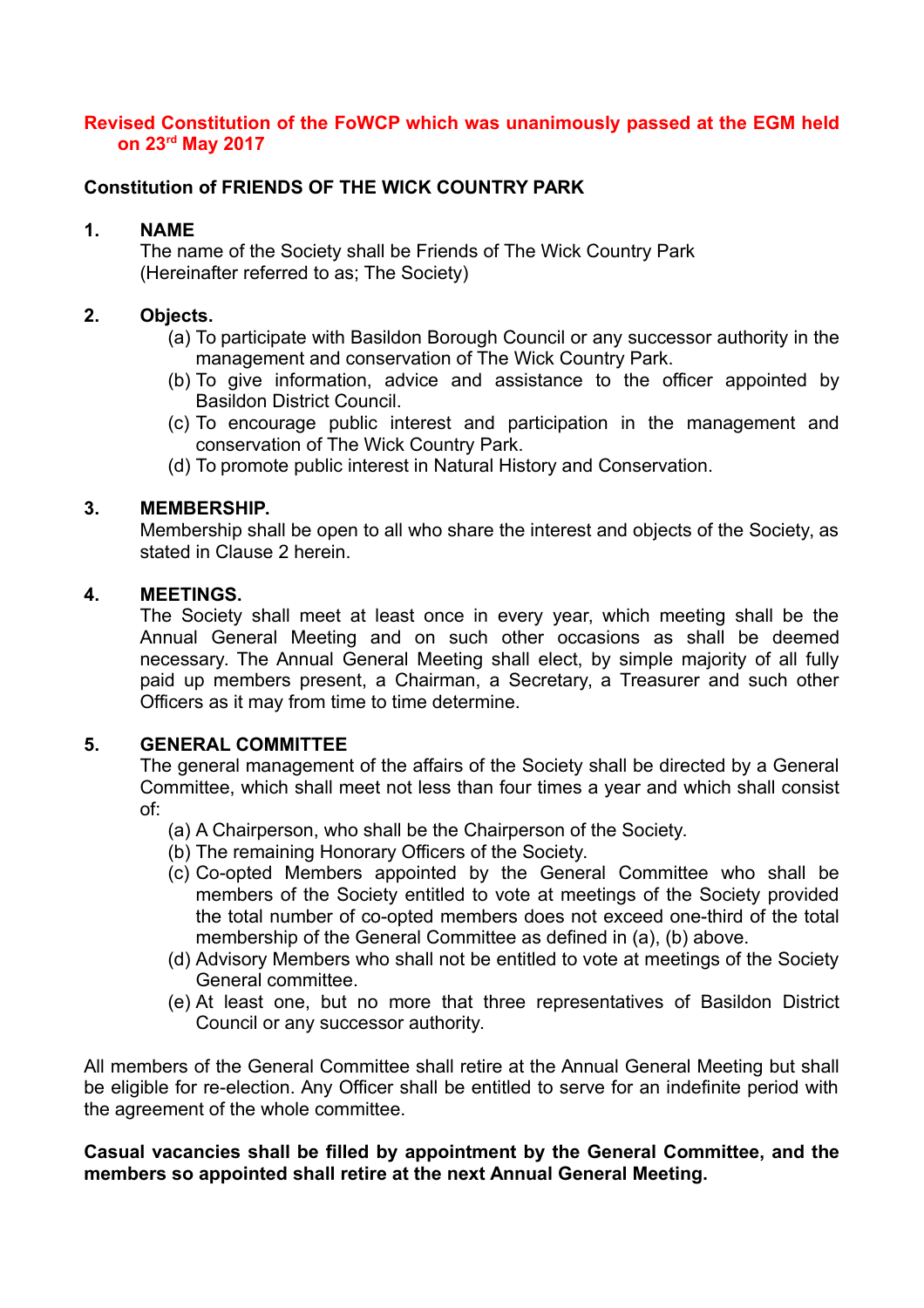**Revised Constitution of the FoWCP which was unanimously passed at the EGM held on 23rd May 2017**

**Constitution of FRIENDS OF THE WICK COUNTRY PARK**

**1. NAME**

The name of the Society shall be Friends of The Wick Country Park (Hereinafter referred to as; The Society)

**2. Objects.**

(a) To participate with Basildon Borough Council or any successor authority in the management and conservation of The Wick Country Park.

(b) To give information, advice and assistance to the officer appointed by Basildon District Council.

(c) To encourage public interest and participation in the management and conservation of The Wick Country Park.

(d) To promote public interest in Natural History and Conservation.

**3. MEMBERSHIP.**

Membership shall be open to all who share the interest and objects of the Society, as stated in Clause 2 herein.

**4. MEETINGS.**

The Society shall meet at least once in every year, which meeting shall be the Annual General Meeting and on such other occasions as shall be deemed necessary. The Annual General Meeting shall elect, by simple majority of all fully paid up members present, a Chairman, a Secretary, a Treasurer and such other Officers as it may from time to time determine.

**5. GENERAL COMMITTEE**

The general management of the affairs of the Society shall be directed by a General Committee, which shall meet not less than four times a year and which shall consist of:

(a) A Chairperson, who shall be the Chairperson of the Society.

(b) The remaining Honorary Officers of the Society.

(c) Co-opted Members appointed by the General Committee who shall be members of the Society entitled to vote at meetings of the Society provided the total number of co-opted members does not exceed one-third of the total membership of the General Committee as defined in (a), (b) above.

(d) Advisory Members who shall not be entitled to vote at meetings of the Society General committee.

(e) At least one, but no more that three representatives of Basildon District Council or any successor authority.

All members of the General Committee shall retire at the Annual General Meeting but shall be eligible for re-election. Any Officer shall be entitled to serve for an indefinite period with the agreement of the whole committee.

**Casual vacancies shall be filled by appointment by the General Committee, and the members so appointed shall retire at the next Annual General Meeting.**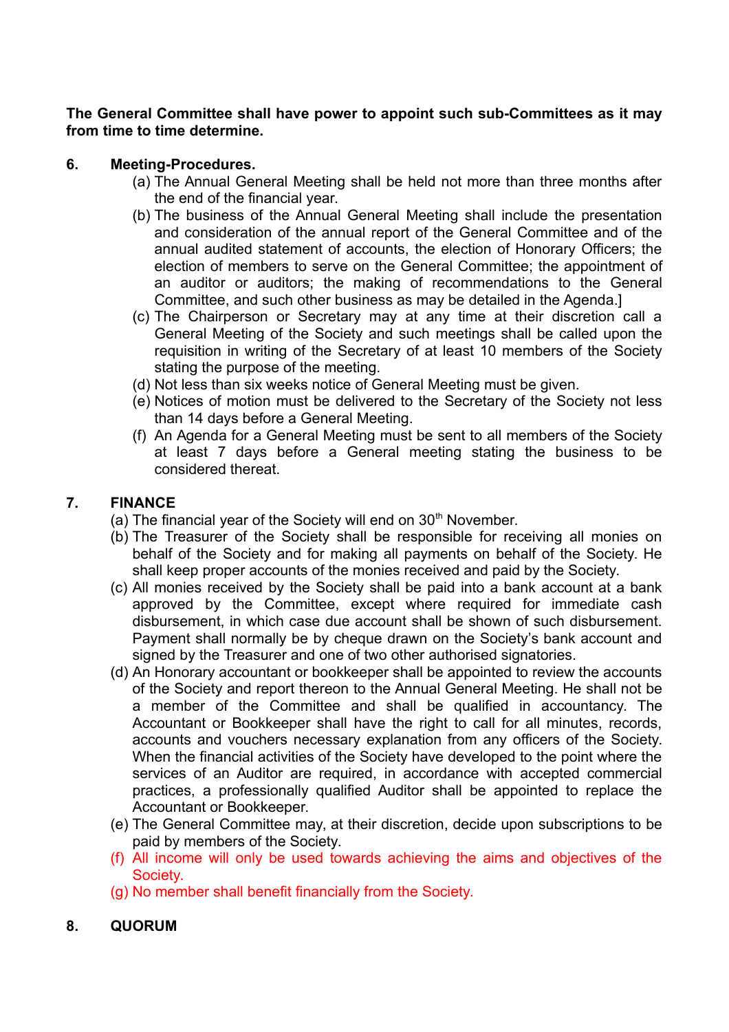**The General Committee shall have power to appoint such sub-Committees as it may from time to time determine.**

## 6. Meeting-Procedures.

(a) The Annual General Meeting shall be held not more than three months after the end of the financial year.
(b) The business of the Annual General Meeting shall include the presentation and consideration of the annual report of the General Committee and of the annual audited statement of accounts, the election of Honorary Officers; the election of members to serve on the General Committee; the appointment of an auditor or auditors; the making of recommendations to the General Committee, and such other business as may be detailed in the Agenda.]
(c) The Chairperson or Secretary may at any time at their discretion call a General Meeting of the Society and such meetings shall be called upon the requisition in writing of the Secretary of at least 10 members of the Society stating the purpose of the meeting.
(d) Not less than six weeks notice of General Meeting must be given.
(e) Notices of motion must be delivered to the Secretary of the Society not less than 14 days before a General Meeting.
(f) An Agenda for a General Meeting must be sent to all members of the Society at least 7 days before a General meeting stating the business to be considered thereat.

## 7. FINANCE

(a) The financial year of the Society will end on 30th November.
(b) The Treasurer of the Society shall be responsible for receiving all monies on behalf of the Society and for making all payments on behalf of the Society. He shall keep proper accounts of the monies received and paid by the Society.
(c) All monies received by the Society shall be paid into a bank account at a bank approved by the Committee, except where required for immediate cash disbursement, in which case due account shall be shown of such disbursement. Payment shall normally be by cheque drawn on the Society's bank account and signed by the Treasurer and one of two other authorised signatories.
(d) An Honorary accountant or bookkeeper shall be appointed to review the accounts of the Society and report thereon to the Annual General Meeting. He shall not be a member of the Committee and shall be qualified in accountancy. The Accountant or Bookkeeper shall have the right to call for all minutes, records, accounts and vouchers necessary explanation from any officers of the Society. When the financial activities of the Society have developed to the point where the services of an Auditor are required, in accordance with accepted commercial practices, a professionally qualified Auditor shall be appointed to replace the Accountant or Bookkeeper.
(e) The General Committee may, at their discretion, decide upon subscriptions to be paid by members of the Society.
(f) All income will only be used towards achieving the aims and objectives of the Society.
(g) No member shall benefit financially from the Society.

## 8. QUORUM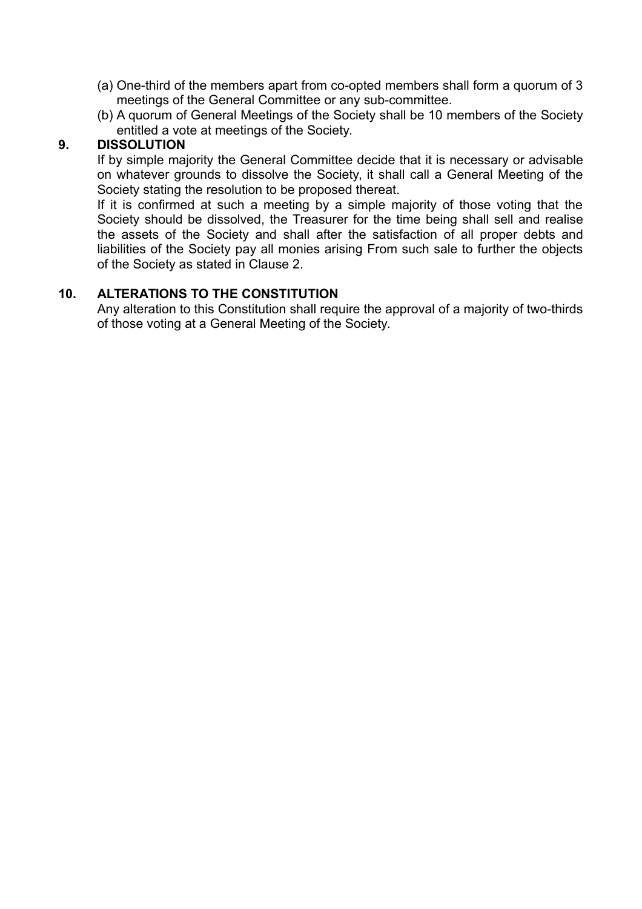(a) One-third of the members apart from co-opted members shall form a quorum of 3 meetings of the General Committee or any sub-committee.

(b) A quorum of General Meetings of the Society shall be 10 members of the Society entitled a vote at meetings of the Society.

## 9. DISSOLUTION

If by simple majority the General Committee decide that it is necessary or advisable on whatever grounds to dissolve the Society, it shall call a General Meeting of the Society stating the resolution to be proposed thereat.

If it is confirmed at such a meeting by a simple majority of those voting that the Society should be dissolved, the Treasurer for the time being shall sell and realise the assets of the Society and shall after the satisfaction of all proper debts and liabilities of the Society pay all monies arising From such sale to further the objects of the Society as stated in Clause 2.

## 10. ALTERATIONS TO THE CONSTITUTION

Any alteration to this Constitution shall require the approval of a majority of two-thirds of those voting at a General Meeting of the Society.